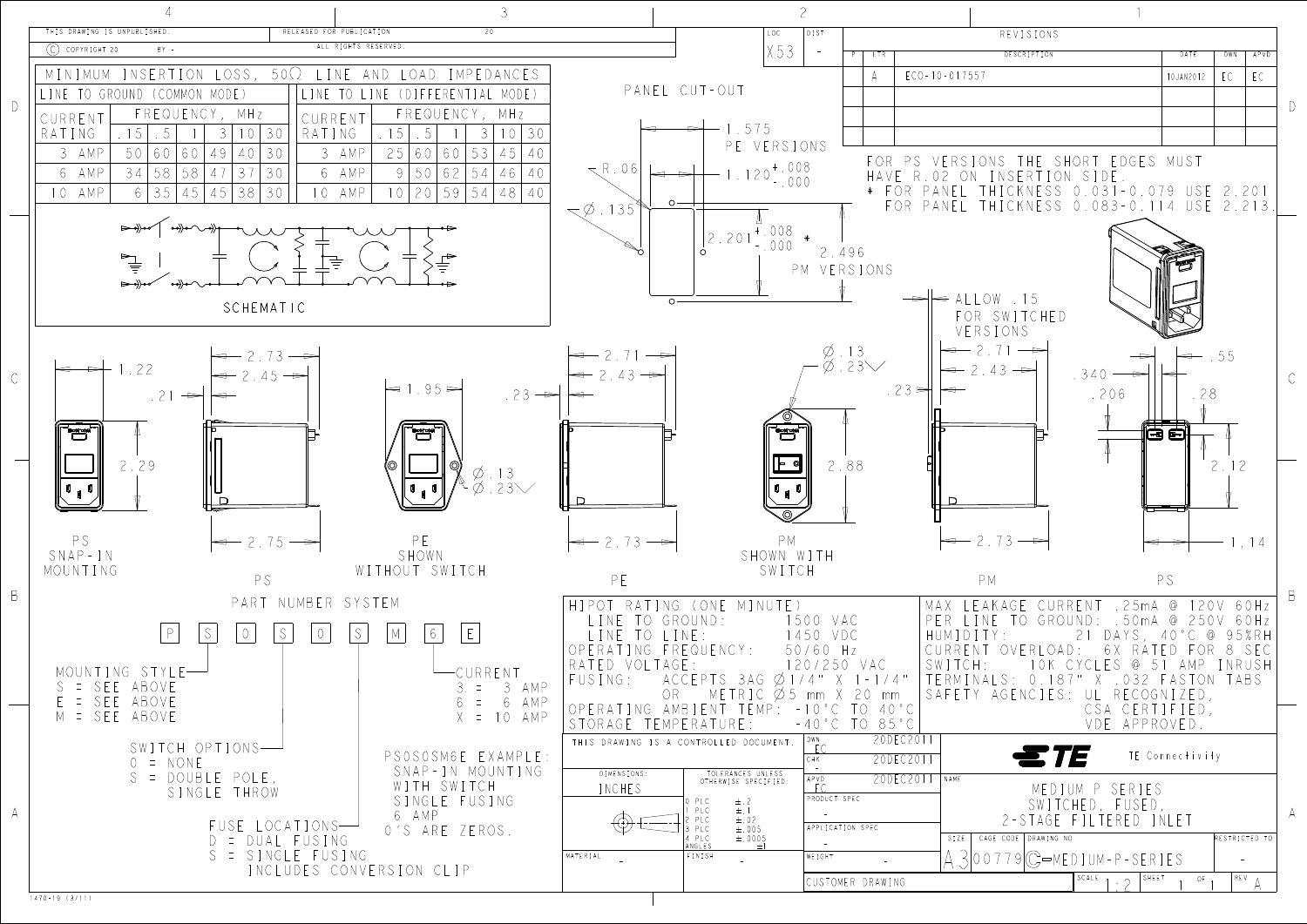THIS DRAWING IS UNPUBLISHED. © COPYRIGHT 20 BY -

RELEASED FOR PUBLICATION 20 ALL RIGHTS RESERVED.

LOC X53 DIST -

## REVISIONS

| P | LTR | DESCRIPTION | DATE | DWN | APVD |
|---|---|---|---|---|---|
| | A | ECO-10-017557 | 10JAN2012 | EC | EC |

## MINIMUM INSERTION LOSS, 50Ω LINE AND LOAD IMPEDANCES

**LINE TO GROUND (COMMON MODE)**

| CURRENT RATING | FREQUENCY, MHz .15 | .5 | 1 | 3 | 10 | 30 |
|---|---|---|---|---|---|---|
| 3 AMP | 50 | 60 | 60 | 49 | 40 | 30 |
| 6 AMP | 34 | 58 | 58 | 47 | 37 | 30 |
| 10 AMP | 6 | 35 | 45 | 45 | 38 | 30 |

**LINE TO LINE (DIFFERENTIAL MODE)**

| CURRENT RATING | FREQUENCY, MHz .15 | .5 | 1 | 3 | 10 | 30 |
|---|---|---|---|---|---|---|
| 3 AMP | 25 | 60 | 60 | 53 | 45 | 40 |
| 6 AMP | 9 | 50 | 62 | 54 | 46 | 40 |
| 10 AMP | 10 | 20 | 59 | 54 | 48 | 40 |

SCHEMATIC

PANEL CUT-OUT

1.575 PE VERSIONS

R.06

1.120 +.008 / -.000

Ø.135

2.201 +.008 / -.000 *

2.496 PM VERSIONS

FOR PS VERSIONS THE SHORT EDGES MUST HAVE R.02 ON INSERTION SIDE.
* FOR PANEL THICKNESS 0.031-0.079 USE 2.201
FOR PANEL THICKNESS 0.083-0.114 USE 2.213.

ALLOW .15 FOR SWITCHED VERSIONS

1.22 .21 2.29 — PS SNAP-IN MOUNTING

2.73 2.45 2.75 — PS

1.95 Ø.13 Ø.23 — PE SHOWN WITHOUT SWITCH

.23 2.71 2.43 2.73 — PE

Ø.13 Ø.23 2.88 — PM SHOWN WITH SWITCH

.23 2.71 2.43 2.73 — PM

.340 .206 .55 .28 2.12 1.14 — PS

## PART NUMBER SYSTEM

P S 0 S 0 S M 6 E

MOUNTING STYLE
S = SEE ABOVE
E = SEE ABOVE
M = SEE ABOVE

SWITCH OPTIONS
0 = NONE
S = DOUBLE POLE, SINGLE THROW

FUSE LOCATIONS
D = DUAL FUSING
S = SINGLE FUSING INCLUDES CONVERSION CLIP

CURRENT
3 = 3 AMP
6 = 6 AMP
X = 10 AMP

PS0S0SM6E EXAMPLE:
SNAP-IN MOUNTING
WITH SWITCH
SINGLE FUSING
6 AMP
0'S ARE ZEROS.

HIPOT RATING (ONE MINUTE)
LINE TO GROUND: 1500 VAC
LINE TO LINE: 1450 VDC
OPERATING FREQUENCY: 50/60 Hz
RATED VOLTAGE: 120/250 VAC
FUSING: ACCEPTS 3AG Ø1/4" X 1-1/4" OR METRIC Ø5 mm X 20 mm
OPERATING AMBIENT TEMP: -10°C TO 40°C
STORAGE TEMPERATURE: -40°C TO 85°C

MAX LEAKAGE CURRENT .25mA @ 120V 60Hz
PER LINE TO GROUND: .50mA @ 250V 60Hz
HUMIDITY: 21 DAYS, 40°C @ 95%RH
CURRENT OVERLOAD: 6X RATED FOR 8 SEC
SWITCH: 10K CYCLES @ 51 AMP INRUSH
TERMINALS: 0.187" X .032 FASTON TABS
SAFETY AGENCIES: UL RECOGNIZED, CSA CERTIFIED, VDE APPROVED.

THIS DRAWING IS A CONTROLLED DOCUMENT.

| DWN | EC | 20DEC2011 |
|---|---|---|
| CHK | - | 20DEC2011 |
| APVD | EC | 20DEC2011 |

DIMENSIONS: INCHES

TOLERANCES UNLESS OTHERWISE SPECIFIED:
0 PLC ±.2
1 PLC ±.1
2 PLC ±.02
3 PLC ±.005
4 PLC ±.0005
ANGLES ±1

PRODUCT SPEC -
APPLICATION SPEC -
WEIGHT -
MATERIAL -
FINISH -

TE Connectivity

NAME: MEDIUM P SERIES SWITCHED, FUSED, 2-STAGE FILTERED INLET

SIZE A3 CAGE CODE 00779 DRAWING NO C-MEDIUM-P-SERIES RESTRICTED TO -

CUSTOMER DRAWING SCALE 1:2 SHEET 1 OF 1 REV A

1470-19 (3/11)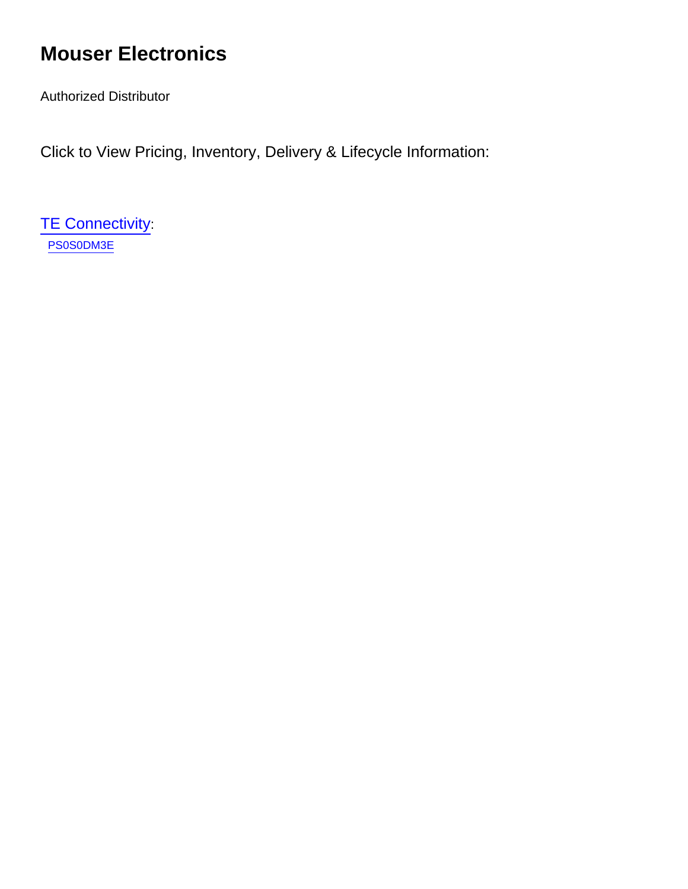# Mouser Electronics

Authorized Distributor

Click to View Pricing, Inventory, Delivery & Lifecycle Information:

TE Connectivity:

PS0S0DM3E